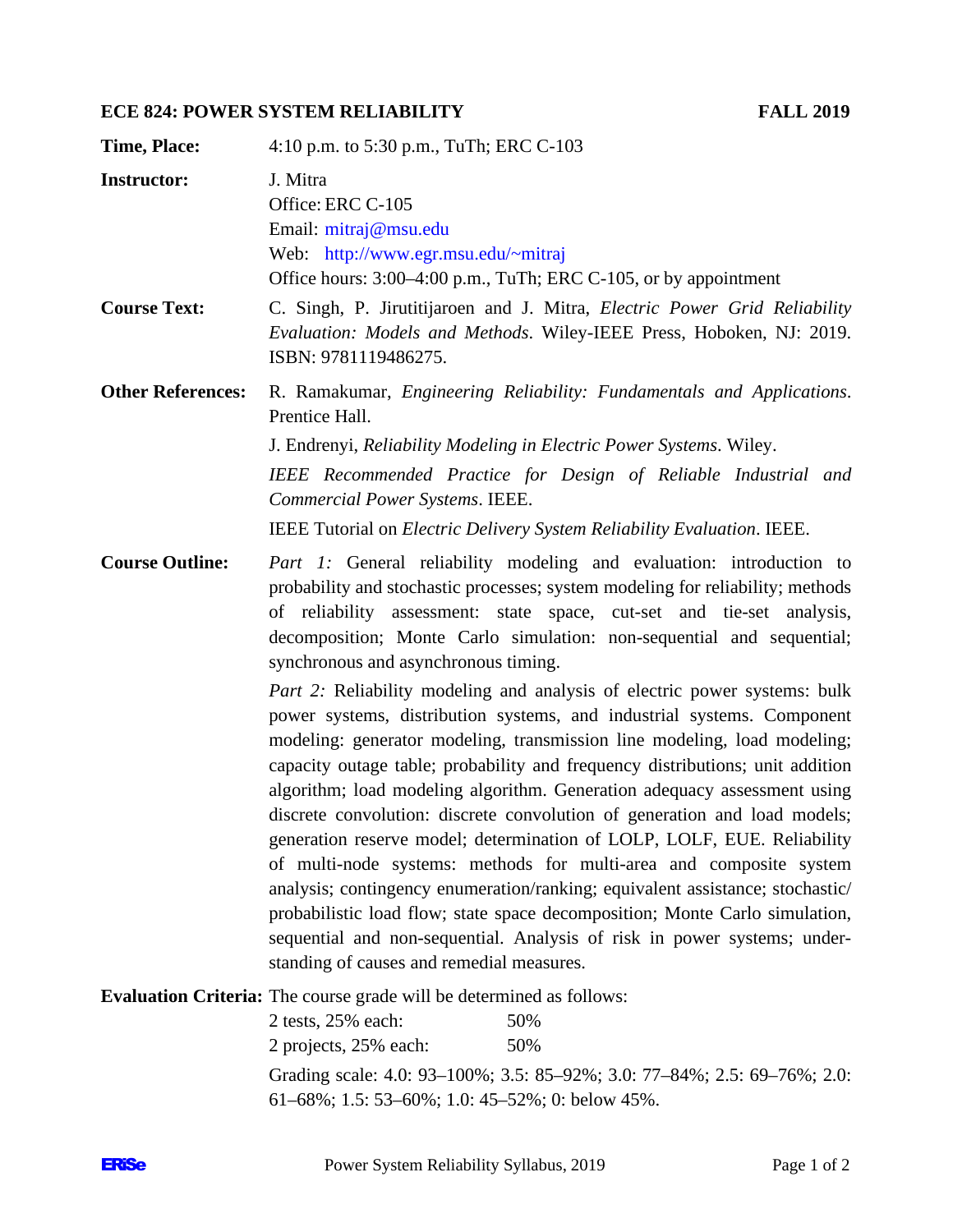# ECE 824: POWER SYSTEM RELIABILITY — FALL 2019

**Time, Place:** 4:10 p.m. to 5:30 p.m., TuTh; ERC C-103

**Instructor:** J. Mitra
Office: ERC C-105
Email: mitraj@msu.edu
Web: http://www.egr.msu.edu/~mitraj
Office hours: 3:00–4:00 p.m., TuTh; ERC C-105, or by appointment

**Course Text:** C. Singh, P. Jirutitijaroen and J. Mitra, *Electric Power Grid Reliability Evaluation: Models and Methods*. Wiley-IEEE Press, Hoboken, NJ: 2019. ISBN: 9781119486275.

**Other References:** R. Ramakumar, *Engineering Reliability: Fundamentals and Applications*. Prentice Hall.

J. Endrenyi, *Reliability Modeling in Electric Power Systems*. Wiley.

*IEEE Recommended Practice for Design of Reliable Industrial and Commercial Power Systems*. IEEE.

IEEE Tutorial on *Electric Delivery System Reliability Evaluation*. IEEE.

**Course Outline:** *Part 1:* General reliability modeling and evaluation: introduction to probability and stochastic processes; system modeling for reliability; methods of reliability assessment: state space, cut-set and tie-set analysis, decomposition; Monte Carlo simulation: non-sequential and sequential; synchronous and asynchronous timing.

*Part 2:* Reliability modeling and analysis of electric power systems: bulk power systems, distribution systems, and industrial systems. Component modeling: generator modeling, transmission line modeling, load modeling; capacity outage table; probability and frequency distributions; unit addition algorithm; load modeling algorithm. Generation adequacy assessment using discrete convolution: discrete convolution of generation and load models; generation reserve model; determination of LOLP, LOLF, EUE. Reliability of multi-node systems: methods for multi-area and composite system analysis; contingency enumeration/ranking; equivalent assistance; stochastic/probabilistic load flow; state space decomposition; Monte Carlo simulation, sequential and non-sequential. Analysis of risk in power systems; understanding of causes and remedial measures.

**Evaluation Criteria:** The course grade will be determined as follows:

| | |
|---|---|
| 2 tests, 25% each: | 50% |
| 2 projects, 25% each: | 50% |

Grading scale: 4.0: 93–100%; 3.5: 85–92%; 3.0: 77–84%; 2.5: 69–76%; 2.0: 61–68%; 1.5: 53–60%; 1.0: 45–52%; 0: below 45%.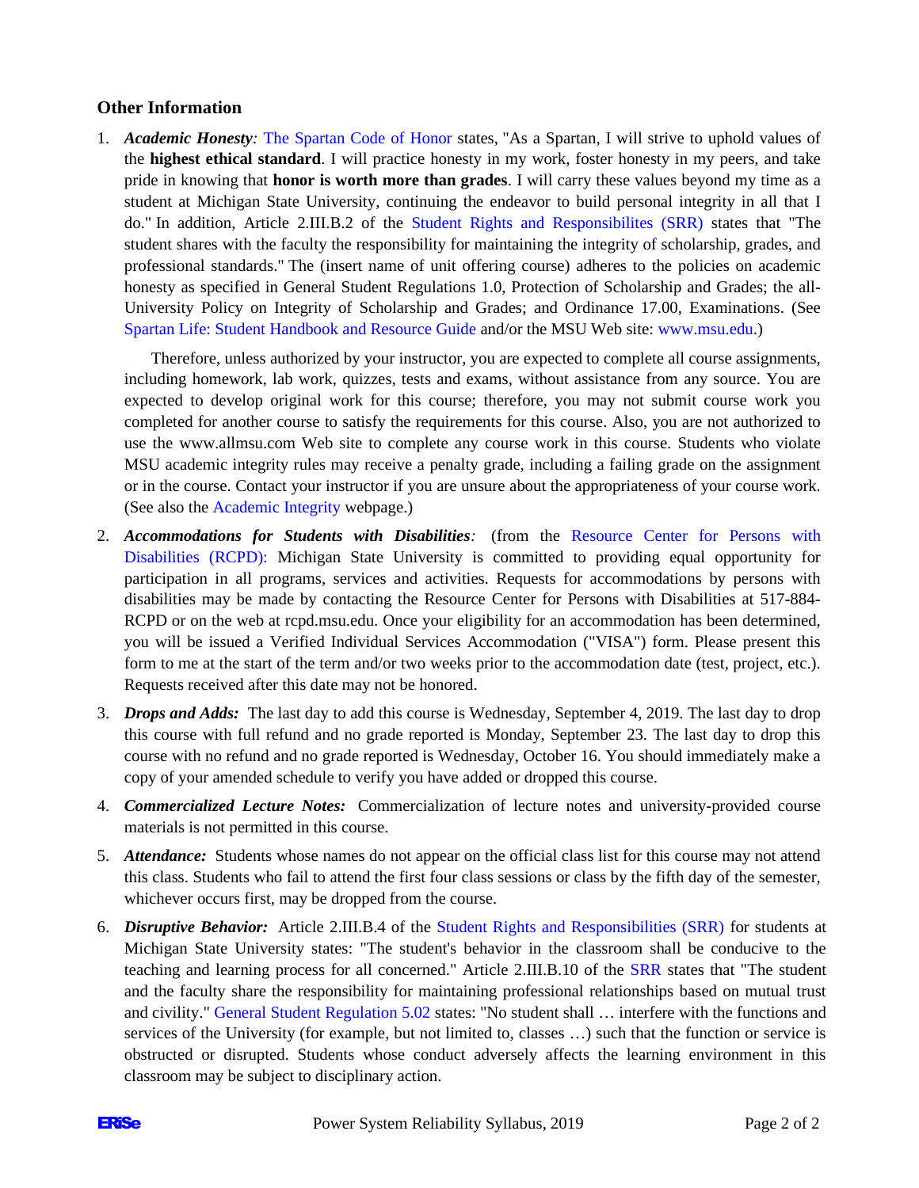### Other Information

1. ***Academic Honesty:*** The Spartan Code of Honor states, "As a Spartan, I will strive to uphold values of the **highest ethical standard**. I will practice honesty in my work, foster honesty in my peers, and take pride in knowing that **honor is worth more than grades**. I will carry these values beyond my time as a student at Michigan State University, continuing the endeavor to build personal integrity in all that I do." In addition, Article 2.III.B.2 of the Student Rights and Responsibilites (SRR) states that "The student shares with the faculty the responsibility for maintaining the integrity of scholarship, grades, and professional standards." The (insert name of unit offering course) adheres to the policies on academic honesty as specified in General Student Regulations 1.0, Protection of Scholarship and Grades; the all-University Policy on Integrity of Scholarship and Grades; and Ordinance 17.00, Examinations. (See Spartan Life: Student Handbook and Resource Guide and/or the MSU Web site: www.msu.edu.)

   Therefore, unless authorized by your instructor, you are expected to complete all course assignments, including homework, lab work, quizzes, tests and exams, without assistance from any source. You are expected to develop original work for this course; therefore, you may not submit course work you completed for another course to satisfy the requirements for this course. Also, you are not authorized to use the www.allmsu.com Web site to complete any course work in this course. Students who violate MSU academic integrity rules may receive a penalty grade, including a failing grade on the assignment or in the course. Contact your instructor if you are unsure about the appropriateness of your course work. (See also the Academic Integrity webpage.)

2. ***Accommodations for Students with Disabilities:*** (from the Resource Center for Persons with Disabilities (RCPD): Michigan State University is committed to providing equal opportunity for participation in all programs, services and activities. Requests for accommodations by persons with disabilities may be made by contacting the Resource Center for Persons with Disabilities at 517-884-RCPD or on the web at rcpd.msu.edu. Once your eligibility for an accommodation has been determined, you will be issued a Verified Individual Services Accommodation ("VISA") form. Please present this form to me at the start of the term and/or two weeks prior to the accommodation date (test, project, etc.). Requests received after this date may not be honored.

3. ***Drops and Adds:*** The last day to add this course is Wednesday, September 4, 2019. The last day to drop this course with full refund and no grade reported is Monday, September 23. The last day to drop this course with no refund and no grade reported is Wednesday, October 16. You should immediately make a copy of your amended schedule to verify you have added or dropped this course.

4. ***Commercialized Lecture Notes:*** Commercialization of lecture notes and university-provided course materials is not permitted in this course.

5. ***Attendance:*** Students whose names do not appear on the official class list for this course may not attend this class. Students who fail to attend the first four class sessions or class by the fifth day of the semester, whichever occurs first, may be dropped from the course.

6. ***Disruptive Behavior:*** Article 2.III.B.4 of the Student Rights and Responsibilities (SRR) for students at Michigan State University states: "The student's behavior in the classroom shall be conducive to the teaching and learning process for all concerned." Article 2.III.B.10 of the SRR states that "The student and the faculty share the responsibility for maintaining professional relationships based on mutual trust and civility." General Student Regulation 5.02 states: "No student shall … interfere with the functions and services of the University (for example, but not limited to, classes …) such that the function or service is obstructed or disrupted. Students whose conduct adversely affects the learning environment in this classroom may be subject to disciplinary action.